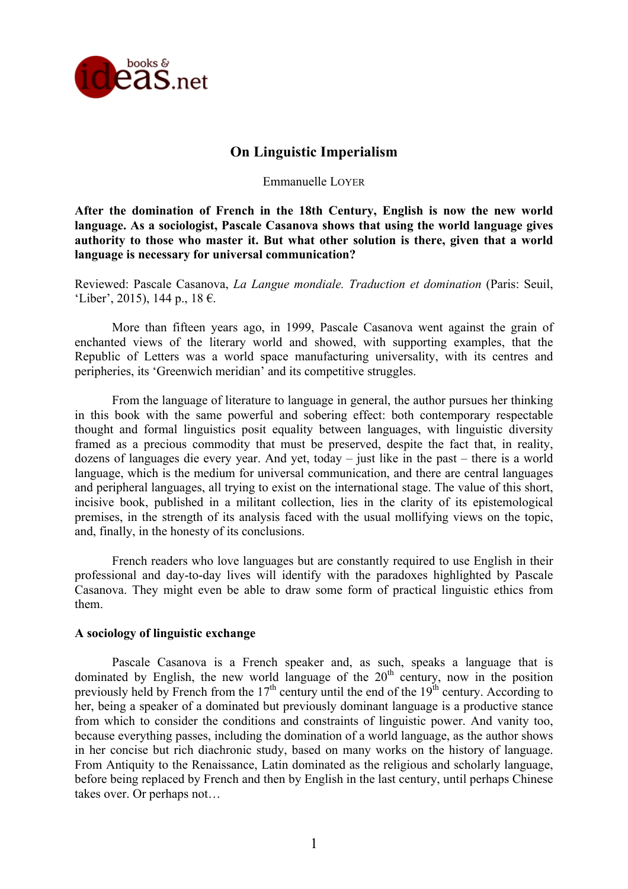# On Linguistic Imperialism

Emmanuelle LOYER

**After the domination of French in the 18th Century, English is now the new world language. As a sociologist, Pascale Casanova shows that using the world language gives authority to those who master it. But what other solution is there, given that a world language is necessary for universal communication?**

Reviewed: Pascale Casanova, *La Langue mondiale. Traduction et domination* (Paris: Seuil, 'Liber', 2015), 144 p., 18 €.

More than fifteen years ago, in 1999, Pascale Casanova went against the grain of enchanted views of the literary world and showed, with supporting examples, that the Republic of Letters was a world space manufacturing universality, with its centres and peripheries, its 'Greenwich meridian' and its competitive struggles.

From the language of literature to language in general, the author pursues her thinking in this book with the same powerful and sobering effect: both contemporary respectable thought and formal linguistics posit equality between languages, with linguistic diversity framed as a precious commodity that must be preserved, despite the fact that, in reality, dozens of languages die every year. And yet, today – just like in the past – there is a world language, which is the medium for universal communication, and there are central languages and peripheral languages, all trying to exist on the international stage. The value of this short, incisive book, published in a militant collection, lies in the clarity of its epistemological premises, in the strength of its analysis faced with the usual mollifying views on the topic, and, finally, in the honesty of its conclusions.

French readers who love languages but are constantly required to use English in their professional and day-to-day lives will identify with the paradoxes highlighted by Pascale Casanova. They might even be able to draw some form of practical linguistic ethics from them.

### A sociology of linguistic exchange

Pascale Casanova is a French speaker and, as such, speaks a language that is dominated by English, the new world language of the 20th century, now in the position previously held by French from the 17th century until the end of the 19th century. According to her, being a speaker of a dominated but previously dominant language is a productive stance from which to consider the conditions and constraints of linguistic power. And vanity too, because everything passes, including the domination of a world language, as the author shows in her concise but rich diachronic study, based on many works on the history of language. From Antiquity to the Renaissance, Latin dominated as the religious and scholarly language, before being replaced by French and then by English in the last century, until perhaps Chinese takes over. Or perhaps not…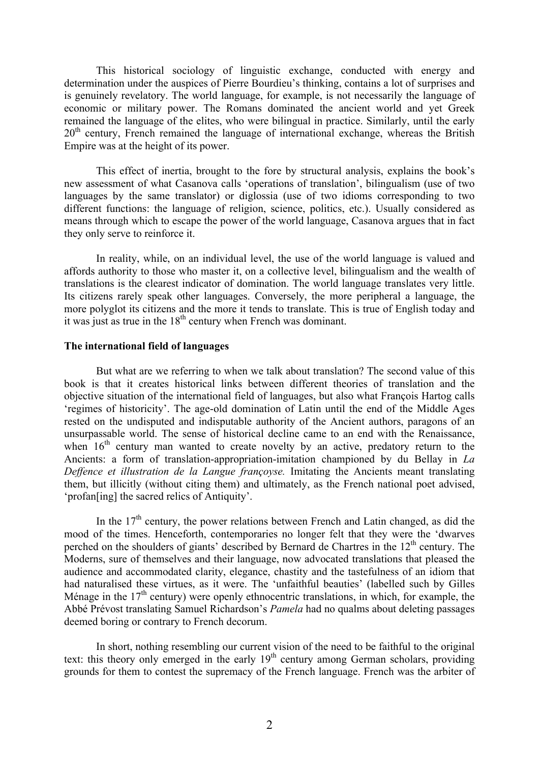This historical sociology of linguistic exchange, conducted with energy and determination under the auspices of Pierre Bourdieu's thinking, contains a lot of surprises and is genuinely revelatory. The world language, for example, is not necessarily the language of economic or military power. The Romans dominated the ancient world and yet Greek remained the language of the elites, who were bilingual in practice. Similarly, until the early 20th century, French remained the language of international exchange, whereas the British Empire was at the height of its power.

This effect of inertia, brought to the fore by structural analysis, explains the book's new assessment of what Casanova calls 'operations of translation', bilingualism (use of two languages by the same translator) or diglossia (use of two idioms corresponding to two different functions: the language of religion, science, politics, etc.). Usually considered as means through which to escape the power of the world language, Casanova argues that in fact they only serve to reinforce it.

In reality, while, on an individual level, the use of the world language is valued and affords authority to those who master it, on a collective level, bilingualism and the wealth of translations is the clearest indicator of domination. The world language translates very little. Its citizens rarely speak other languages. Conversely, the more peripheral a language, the more polyglot its citizens and the more it tends to translate. This is true of English today and it was just as true in the 18th century when French was dominant.

**The international field of languages**

But what are we referring to when we talk about translation? The second value of this book is that it creates historical links between different theories of translation and the objective situation of the international field of languages, but also what François Hartog calls 'regimes of historicity'. The age-old domination of Latin until the end of the Middle Ages rested on the undisputed and indisputable authority of the Ancient authors, paragons of an unsurpassable world. The sense of historical decline came to an end with the Renaissance, when 16th century man wanted to create novelty by an active, predatory return to the Ancients: a form of translation-appropriation-imitation championed by du Bellay in *La Deffence et illustration de la Langue françoyse.* Imitating the Ancients meant translating them, but illicitly (without citing them) and ultimately, as the French national poet advised, 'profan[ing] the sacred relics of Antiquity'.

In the 17th century, the power relations between French and Latin changed, as did the mood of the times. Henceforth, contemporaries no longer felt that they were the 'dwarves perched on the shoulders of giants' described by Bernard de Chartres in the 12th century. The Moderns, sure of themselves and their language, now advocated translations that pleased the audience and accommodated clarity, elegance, chastity and the tastefulness of an idiom that had naturalised these virtues, as it were. The 'unfaithful beauties' (labelled such by Gilles Ménage in the 17th century) were openly ethnocentric translations, in which, for example, the Abbé Prévost translating Samuel Richardson's *Pamela* had no qualms about deleting passages deemed boring or contrary to French decorum.

In short, nothing resembling our current vision of the need to be faithful to the original text: this theory only emerged in the early 19th century among German scholars, providing grounds for them to contest the supremacy of the French language. French was the arbiter of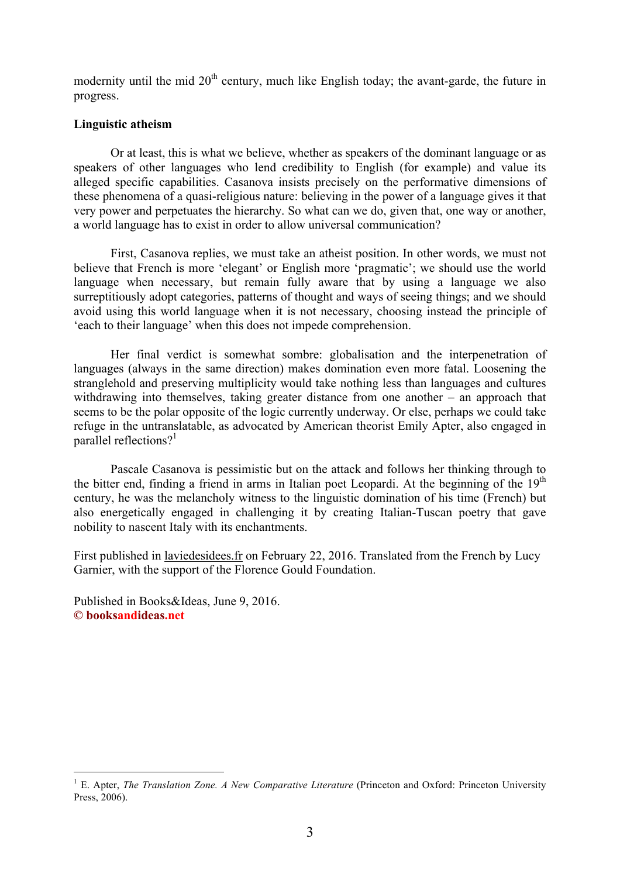modernity until the mid 20th century, much like English today; the avant-garde, the future in progress.

**Linguistic atheism**

Or at least, this is what we believe, whether as speakers of the dominant language or as speakers of other languages who lend credibility to English (for example) and value its alleged specific capabilities. Casanova insists precisely on the performative dimensions of these phenomena of a quasi-religious nature: believing in the power of a language gives it that very power and perpetuates the hierarchy. So what can we do, given that, one way or another, a world language has to exist in order to allow universal communication?

First, Casanova replies, we must take an atheist position. In other words, we must not believe that French is more 'elegant' or English more 'pragmatic'; we should use the world language when necessary, but remain fully aware that by using a language we also surreptitiously adopt categories, patterns of thought and ways of seeing things; and we should avoid using this world language when it is not necessary, choosing instead the principle of 'each to their language' when this does not impede comprehension.

Her final verdict is somewhat sombre: globalisation and the interpenetration of languages (always in the same direction) makes domination even more fatal. Loosening the stranglehold and preserving multiplicity would take nothing less than languages and cultures withdrawing into themselves, taking greater distance from one another – an approach that seems to be the polar opposite of the logic currently underway. Or else, perhaps we could take refuge in the untranslatable, as advocated by American theorist Emily Apter, also engaged in parallel reflections?[1]

Pascale Casanova is pessimistic but on the attack and follows her thinking through to the bitter end, finding a friend in arms in Italian poet Leopardi. At the beginning of the 19th century, he was the melancholy witness to the linguistic domination of his time (French) but also energetically engaged in challenging it by creating Italian-Tuscan poetry that gave nobility to nascent Italy with its enchantments.

First published in laviedesidees.fr on February 22, 2016. Translated from the French by Lucy Garnier, with the support of the Florence Gould Foundation.

Published in Books&Ideas, June 9, 2016.
**© booksandideas.net**

[1] E. Apter, *The Translation Zone. A New Comparative Literature* (Princeton and Oxford: Princeton University Press, 2006).